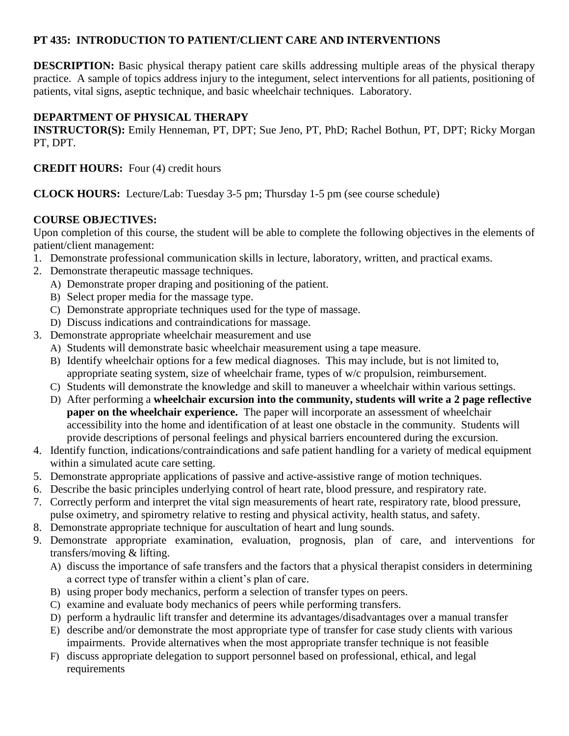# PT 435: INTRODUCTION TO PATIENT/CLIENT CARE AND INTERVENTIONS

**DESCRIPTION:** Basic physical therapy patient care skills addressing multiple areas of the physical therapy practice. A sample of topics address injury to the integument, select interventions for all patients, positioning of patients, vital signs, aseptic technique, and basic wheelchair techniques. Laboratory.

**DEPARTMENT OF PHYSICAL THERAPY**

**INSTRUCTOR(S):** Emily Henneman, PT, DPT; Sue Jeno, PT, PhD; Rachel Bothun, PT, DPT; Ricky Morgan PT, DPT.

**CREDIT HOURS:** Four (4) credit hours

**CLOCK HOURS:** Lecture/Lab: Tuesday 3-5 pm; Thursday 1-5 pm (see course schedule)

**COURSE OBJECTIVES:**

Upon completion of this course, the student will be able to complete the following objectives in the elements of patient/client management:

1. Demonstrate professional communication skills in lecture, laboratory, written, and practical exams.
2. Demonstrate therapeutic massage techniques.
   A) Demonstrate proper draping and positioning of the patient.
   B) Select proper media for the massage type.
   C) Demonstrate appropriate techniques used for the type of massage.
   D) Discuss indications and contraindications for massage.
3. Demonstrate appropriate wheelchair measurement and use
   A) Students will demonstrate basic wheelchair measurement using a tape measure.
   B) Identify wheelchair options for a few medical diagnoses. This may include, but is not limited to, appropriate seating system, size of wheelchair frame, types of w/c propulsion, reimbursement.
   C) Students will demonstrate the knowledge and skill to maneuver a wheelchair within various settings.
   D) After performing a **wheelchair excursion into the community, students will write a 2 page reflective paper on the wheelchair experience.** The paper will incorporate an assessment of wheelchair accessibility into the home and identification of at least one obstacle in the community. Students will provide descriptions of personal feelings and physical barriers encountered during the excursion.
4. Identify function, indications/contraindications and safe patient handling for a variety of medical equipment within a simulated acute care setting.
5. Demonstrate appropriate applications of passive and active-assistive range of motion techniques.
6. Describe the basic principles underlying control of heart rate, blood pressure, and respiratory rate.
7. Correctly perform and interpret the vital sign measurements of heart rate, respiratory rate, blood pressure, pulse oximetry, and spirometry relative to resting and physical activity, health status, and safety.
8. Demonstrate appropriate technique for auscultation of heart and lung sounds.
9. Demonstrate appropriate examination, evaluation, prognosis, plan of care, and interventions for transfers/moving & lifting.
   A) discuss the importance of safe transfers and the factors that a physical therapist considers in determining a correct type of transfer within a client's plan of care.
   B) using proper body mechanics, perform a selection of transfer types on peers.
   C) examine and evaluate body mechanics of peers while performing transfers.
   D) perform a hydraulic lift transfer and determine its advantages/disadvantages over a manual transfer
   E) describe and/or demonstrate the most appropriate type of transfer for case study clients with various impairments. Provide alternatives when the most appropriate transfer technique is not feasible
   F) discuss appropriate delegation to support personnel based on professional, ethical, and legal requirements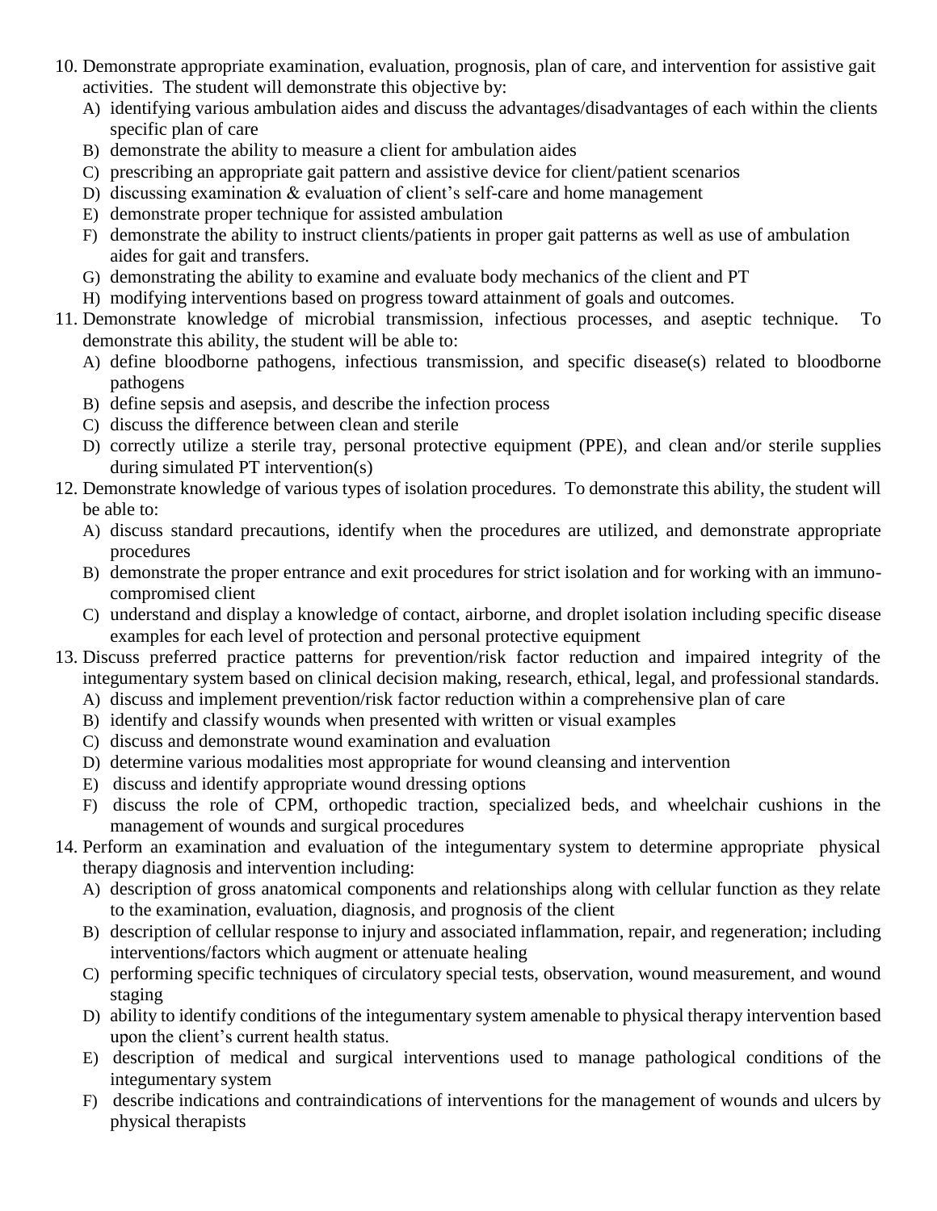10. Demonstrate appropriate examination, evaluation, prognosis, plan of care, and intervention for assistive gait activities. The student will demonstrate this objective by:
    A) identifying various ambulation aides and discuss the advantages/disadvantages of each within the clients specific plan of care
    B) demonstrate the ability to measure a client for ambulation aides
    C) prescribing an appropriate gait pattern and assistive device for client/patient scenarios
    D) discussing examination & evaluation of client's self-care and home management
    E) demonstrate proper technique for assisted ambulation
    F) demonstrate the ability to instruct clients/patients in proper gait patterns as well as use of ambulation aides for gait and transfers.
    G) demonstrating the ability to examine and evaluate body mechanics of the client and PT
    H) modifying interventions based on progress toward attainment of goals and outcomes.
11. Demonstrate knowledge of microbial transmission, infectious processes, and aseptic technique. To demonstrate this ability, the student will be able to:
    A) define bloodborne pathogens, infectious transmission, and specific disease(s) related to bloodborne pathogens
    B) define sepsis and asepsis, and describe the infection process
    C) discuss the difference between clean and sterile
    D) correctly utilize a sterile tray, personal protective equipment (PPE), and clean and/or sterile supplies during simulated PT intervention(s)
12. Demonstrate knowledge of various types of isolation procedures. To demonstrate this ability, the student will be able to:
    A) discuss standard precautions, identify when the procedures are utilized, and demonstrate appropriate procedures
    B) demonstrate the proper entrance and exit procedures for strict isolation and for working with an immuno-compromised client
    C) understand and display a knowledge of contact, airborne, and droplet isolation including specific disease examples for each level of protection and personal protective equipment
13. Discuss preferred practice patterns for prevention/risk factor reduction and impaired integrity of the integumentary system based on clinical decision making, research, ethical, legal, and professional standards.
    A) discuss and implement prevention/risk factor reduction within a comprehensive plan of care
    B) identify and classify wounds when presented with written or visual examples
    C) discuss and demonstrate wound examination and evaluation
    D) determine various modalities most appropriate for wound cleansing and intervention
    E) discuss and identify appropriate wound dressing options
    F) discuss the role of CPM, orthopedic traction, specialized beds, and wheelchair cushions in the management of wounds and surgical procedures
14. Perform an examination and evaluation of the integumentary system to determine appropriate physical therapy diagnosis and intervention including:
    A) description of gross anatomical components and relationships along with cellular function as they relate to the examination, evaluation, diagnosis, and prognosis of the client
    B) description of cellular response to injury and associated inflammation, repair, and regeneration; including interventions/factors which augment or attenuate healing
    C) performing specific techniques of circulatory special tests, observation, wound measurement, and wound staging
    D) ability to identify conditions of the integumentary system amenable to physical therapy intervention based upon the client's current health status.
    E) description of medical and surgical interventions used to manage pathological conditions of the integumentary system
    F) describe indications and contraindications of interventions for the management of wounds and ulcers by physical therapists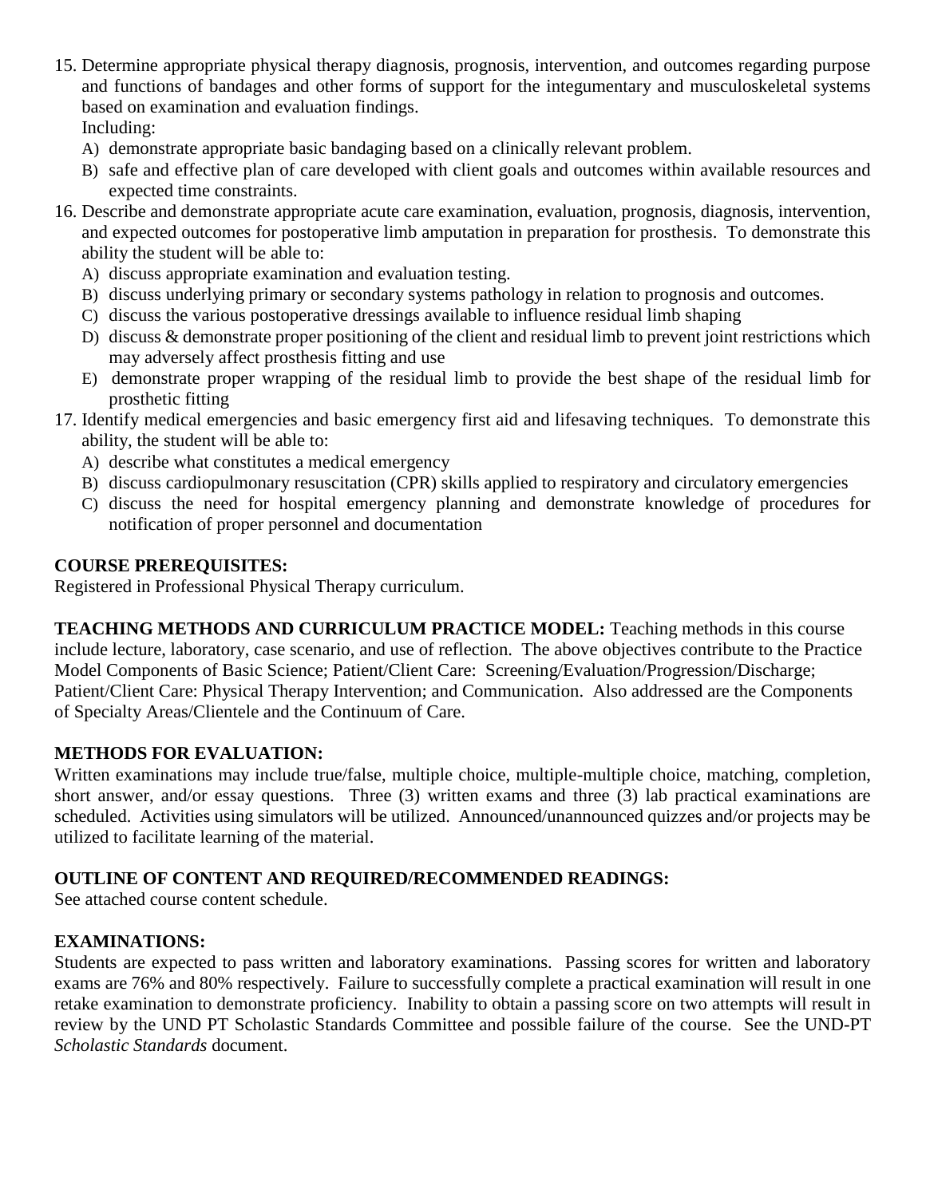15. Determine appropriate physical therapy diagnosis, prognosis, intervention, and outcomes regarding purpose and functions of bandages and other forms of support for the integumentary and musculoskeletal systems based on examination and evaluation findings.
    Including:
    A) demonstrate appropriate basic bandaging based on a clinically relevant problem.
    B) safe and effective plan of care developed with client goals and outcomes within available resources and expected time constraints.
16. Describe and demonstrate appropriate acute care examination, evaluation, prognosis, diagnosis, intervention, and expected outcomes for postoperative limb amputation in preparation for prosthesis. To demonstrate this ability the student will be able to:
    A) discuss appropriate examination and evaluation testing.
    B) discuss underlying primary or secondary systems pathology in relation to prognosis and outcomes.
    C) discuss the various postoperative dressings available to influence residual limb shaping
    D) discuss & demonstrate proper positioning of the client and residual limb to prevent joint restrictions which may adversely affect prosthesis fitting and use
    E) demonstrate proper wrapping of the residual limb to provide the best shape of the residual limb for prosthetic fitting
17. Identify medical emergencies and basic emergency first aid and lifesaving techniques. To demonstrate this ability, the student will be able to:
    A) describe what constitutes a medical emergency
    B) discuss cardiopulmonary resuscitation (CPR) skills applied to respiratory and circulatory emergencies
    C) discuss the need for hospital emergency planning and demonstrate knowledge of procedures for notification of proper personnel and documentation

**COURSE PREREQUISITES:**
Registered in Professional Physical Therapy curriculum.

**TEACHING METHODS AND CURRICULUM PRACTICE MODEL:** Teaching methods in this course include lecture, laboratory, case scenario, and use of reflection. The above objectives contribute to the Practice Model Components of Basic Science; Patient/Client Care: Screening/Evaluation/Progression/Discharge; Patient/Client Care: Physical Therapy Intervention; and Communication. Also addressed are the Components of Specialty Areas/Clientele and the Continuum of Care.

**METHODS FOR EVALUATION:**
Written examinations may include true/false, multiple choice, multiple-multiple choice, matching, completion, short answer, and/or essay questions. Three (3) written exams and three (3) lab practical examinations are scheduled. Activities using simulators will be utilized. Announced/unannounced quizzes and/or projects may be utilized to facilitate learning of the material.

**OUTLINE OF CONTENT AND REQUIRED/RECOMMENDED READINGS:**
See attached course content schedule.

**EXAMINATIONS:**
Students are expected to pass written and laboratory examinations. Passing scores for written and laboratory exams are 76% and 80% respectively. Failure to successfully complete a practical examination will result in one retake examination to demonstrate proficiency. Inability to obtain a passing score on two attempts will result in review by the UND PT Scholastic Standards Committee and possible failure of the course. See the UND-PT *Scholastic Standards* document.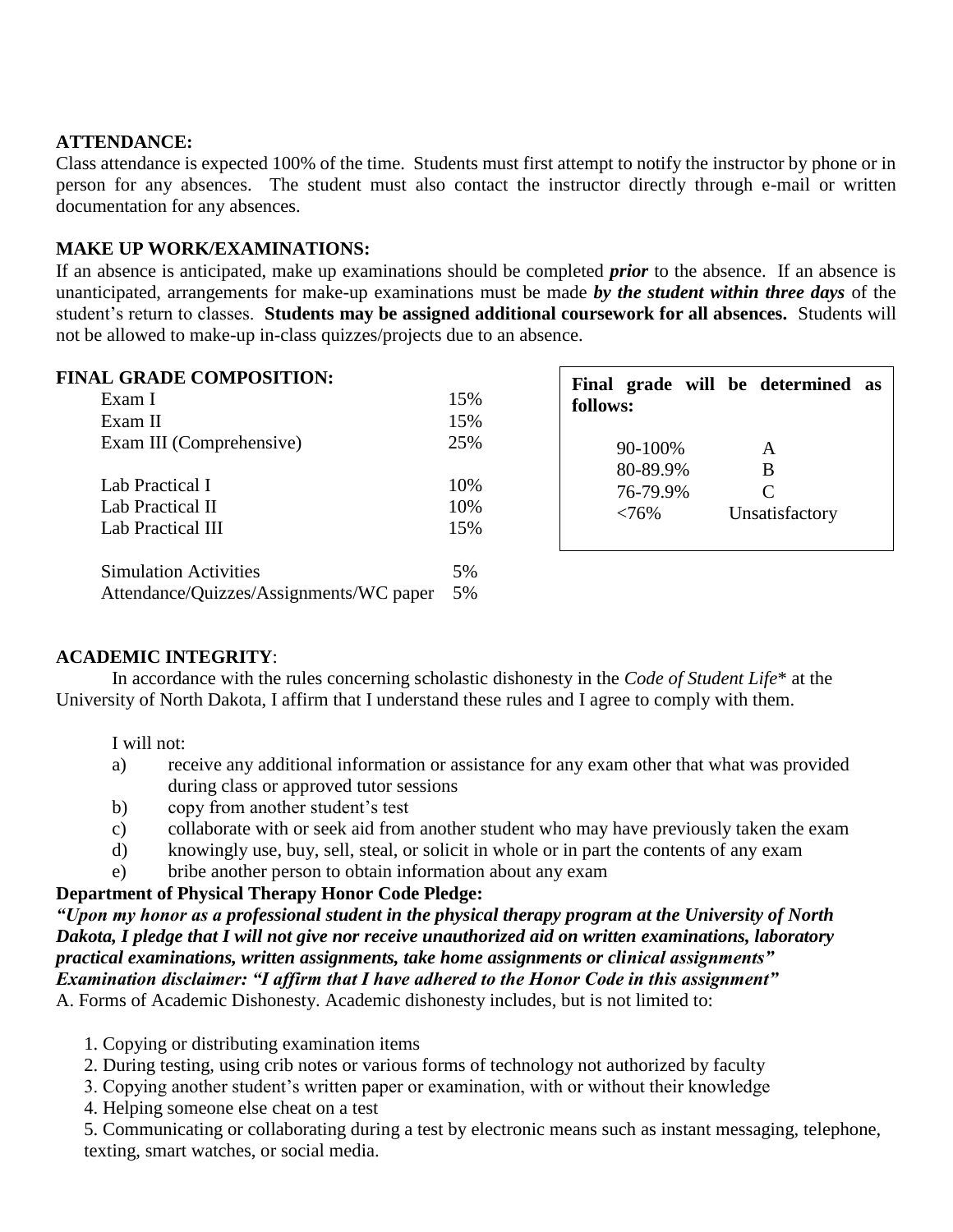**ATTENDANCE:**
Class attendance is expected 100% of the time. Students must first attempt to notify the instructor by phone or in person for any absences. The student must also contact the instructor directly through e-mail or written documentation for any absences.

**MAKE UP WORK/EXAMINATIONS:**
If an absence is anticipated, make up examinations should be completed ***prior*** to the absence. If an absence is unanticipated, arrangements for make-up examinations must be made ***by the student within three days*** of the student's return to classes. **Students may be assigned additional coursework for all absences.** Students will not be allowed to make-up in-class quizzes/projects due to an absence.

**FINAL GRADE COMPOSITION:**

| Component | Weight |
|---|---|
| Exam I | 15% |
| Exam II | 15% |
| Exam III (Comprehensive) | 25% |
| Lab Practical I | 10% |
| Lab Practical II | 10% |
| Lab Practical III | 15% |
| Simulation Activities | 5% |
| Attendance/Quizzes/Assignments/WC paper | 5% |

**Final grade will be determined as follows:**

| Range | Grade |
|---|---|
| 90-100% | A |
| 80-89.9% | B |
| 76-79.9% | C |
| <76% | Unsatisfactory |

**ACADEMIC INTEGRITY**:

In accordance with the rules concerning scholastic dishonesty in the *Code of Student Life*\* at the University of North Dakota, I affirm that I understand these rules and I agree to comply with them.

I will not:

a) receive any additional information or assistance for any exam other that what was provided during class or approved tutor sessions
b) copy from another student's test
c) collaborate with or seek aid from another student who may have previously taken the exam
d) knowingly use, buy, sell, steal, or solicit in whole or in part the contents of any exam
e) bribe another person to obtain information about any exam

**Department of Physical Therapy Honor Code Pledge:**
***"Upon my honor as a professional student in the physical therapy program at the University of North Dakota, I pledge that I will not give nor receive unauthorized aid on written examinations, laboratory practical examinations, written assignments, take home assignments or clinical assignments"***
***Examination disclaimer: "I affirm that I have adhered to the Honor Code in this assignment"***
A. Forms of Academic Dishonesty. Academic dishonesty includes, but is not limited to:

1. Copying or distributing examination items
2. During testing, using crib notes or various forms of technology not authorized by faculty
3. Copying another student's written paper or examination, with or without their knowledge
4. Helping someone else cheat on a test
5. Communicating or collaborating during a test by electronic means such as instant messaging, telephone, texting, smart watches, or social media.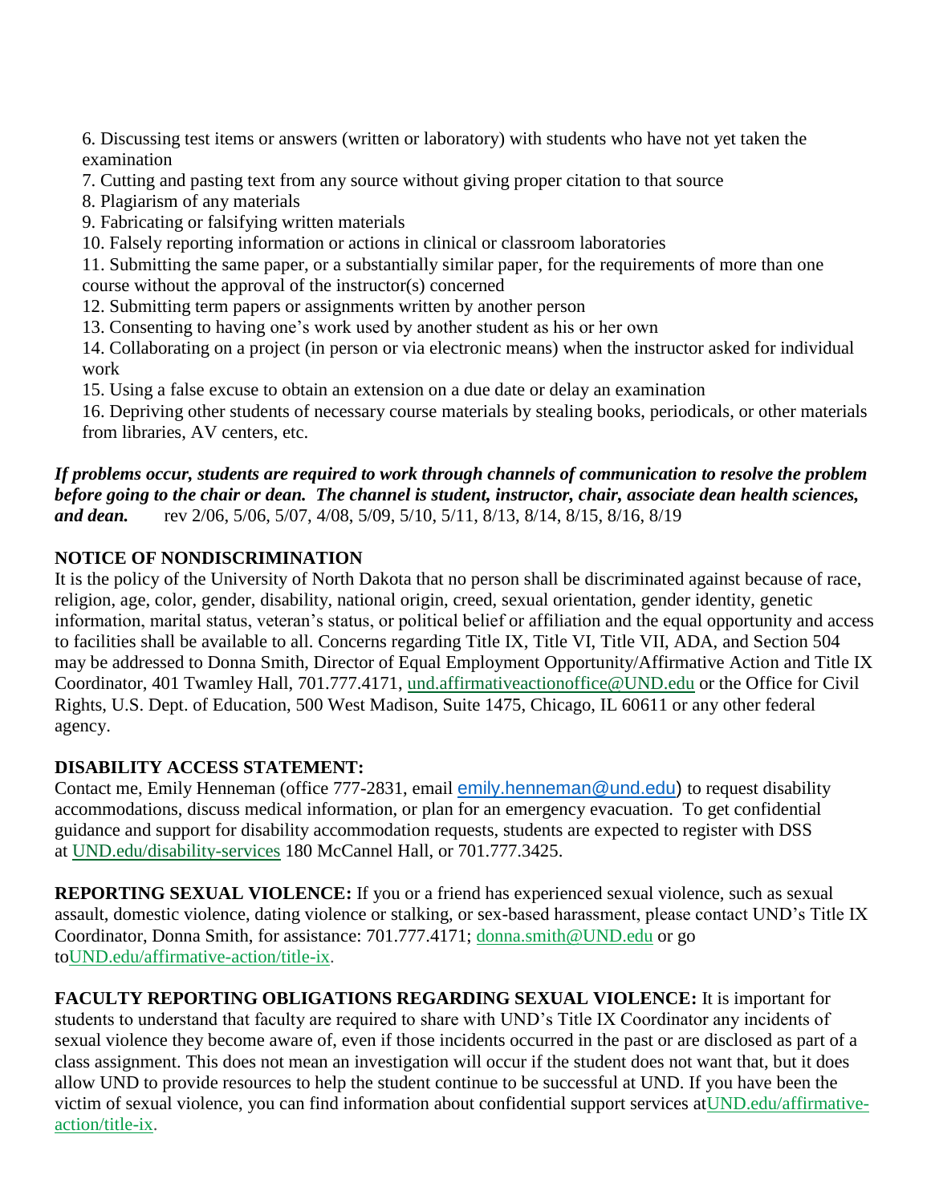6. Discussing test items or answers (written or laboratory) with students who have not yet taken the examination
7. Cutting and pasting text from any source without giving proper citation to that source
8. Plagiarism of any materials
9. Fabricating or falsifying written materials
10. Falsely reporting information or actions in clinical or classroom laboratories
11. Submitting the same paper, or a substantially similar paper, for the requirements of more than one course without the approval of the instructor(s) concerned
12. Submitting term papers or assignments written by another person
13. Consenting to having one's work used by another student as his or her own
14. Collaborating on a project (in person or via electronic means) when the instructor asked for individual work
15. Using a false excuse to obtain an extension on a due date or delay an examination
16. Depriving other students of necessary course materials by stealing books, periodicals, or other materials from libraries, AV centers, etc.

***If problems occur, students are required to work through channels of communication to resolve the problem before going to the chair or dean. The channel is student, instructor, chair, associate dean health sciences, and dean.*** rev 2/06, 5/06, 5/07, 4/08, 5/09, 5/10, 5/11, 8/13, 8/14, 8/15, 8/16, 8/19

**NOTICE OF NONDISCRIMINATION**

It is the policy of the University of North Dakota that no person shall be discriminated against because of race, religion, age, color, gender, disability, national origin, creed, sexual orientation, gender identity, genetic information, marital status, veteran's status, or political belief or affiliation and the equal opportunity and access to facilities shall be available to all. Concerns regarding Title IX, Title VI, Title VII, ADA, and Section 504 may be addressed to Donna Smith, Director of Equal Employment Opportunity/Affirmative Action and Title IX Coordinator, 401 Twamley Hall, 701.777.4171, und.affirmativeactionoffice@UND.edu or the Office for Civil Rights, U.S. Dept. of Education, 500 West Madison, Suite 1475, Chicago, IL 60611 or any other federal agency.

**DISABILITY ACCESS STATEMENT:**

Contact me, Emily Henneman (office 777-2831, email emily.henneman@und.edu) to request disability accommodations, discuss medical information, or plan for an emergency evacuation. To get confidential guidance and support for disability accommodation requests, students are expected to register with DSS at UND.edu/disability-services 180 McCannel Hall, or 701.777.3425.

**REPORTING SEXUAL VIOLENCE:** If you or a friend has experienced sexual violence, such as sexual assault, domestic violence, dating violence or stalking, or sex-based harassment, please contact UND's Title IX Coordinator, Donna Smith, for assistance: 701.777.4171; donna.smith@UND.edu or go toUND.edu/affirmative-action/title-ix.

**FACULTY REPORTING OBLIGATIONS REGARDING SEXUAL VIOLENCE:** It is important for students to understand that faculty are required to share with UND's Title IX Coordinator any incidents of sexual violence they become aware of, even if those incidents occurred in the past or are disclosed as part of a class assignment. This does not mean an investigation will occur if the student does not want that, but it does allow UND to provide resources to help the student continue to be successful at UND. If you have been the victim of sexual violence, you can find information about confidential support services atUND.edu/affirmative-action/title-ix.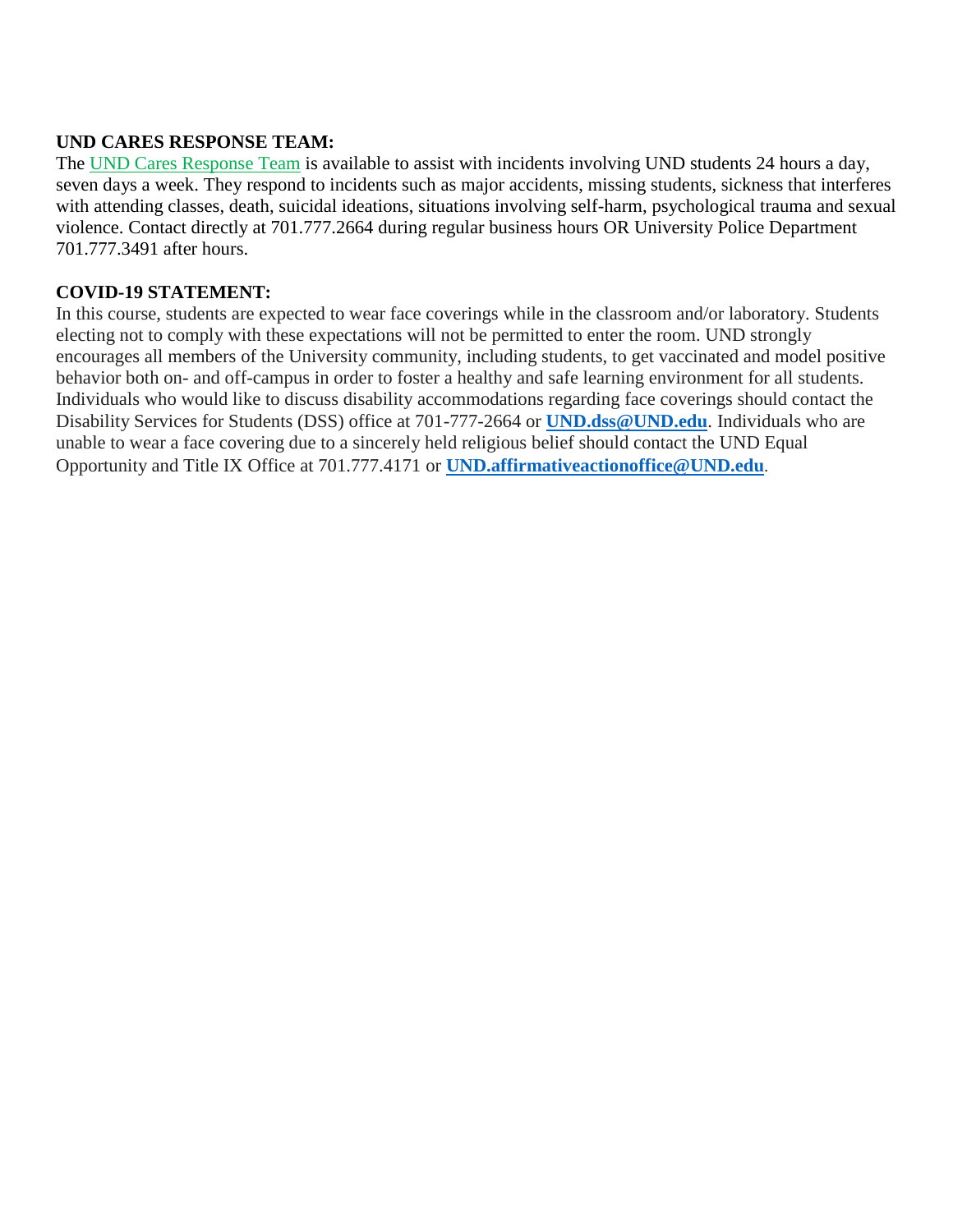**UND CARES RESPONSE TEAM:**
The UND Cares Response Team is available to assist with incidents involving UND students 24 hours a day, seven days a week. They respond to incidents such as major accidents, missing students, sickness that interferes with attending classes, death, suicidal ideations, situations involving self-harm, psychological trauma and sexual violence. Contact directly at 701.777.2664 during regular business hours OR University Police Department 701.777.3491 after hours.

**COVID-19 STATEMENT:**
In this course, students are expected to wear face coverings while in the classroom and/or laboratory. Students electing not to comply with these expectations will not be permitted to enter the room. UND strongly encourages all members of the University community, including students, to get vaccinated and model positive behavior both on- and off-campus in order to foster a healthy and safe learning environment for all students. Individuals who would like to discuss disability accommodations regarding face coverings should contact the Disability Services for Students (DSS) office at 701-777-2664 or **UND.dss@UND.edu**. Individuals who are unable to wear a face covering due to a sincerely held religious belief should contact the UND Equal Opportunity and Title IX Office at 701.777.4171 or **UND.affirmativeactionoffice@UND.edu**.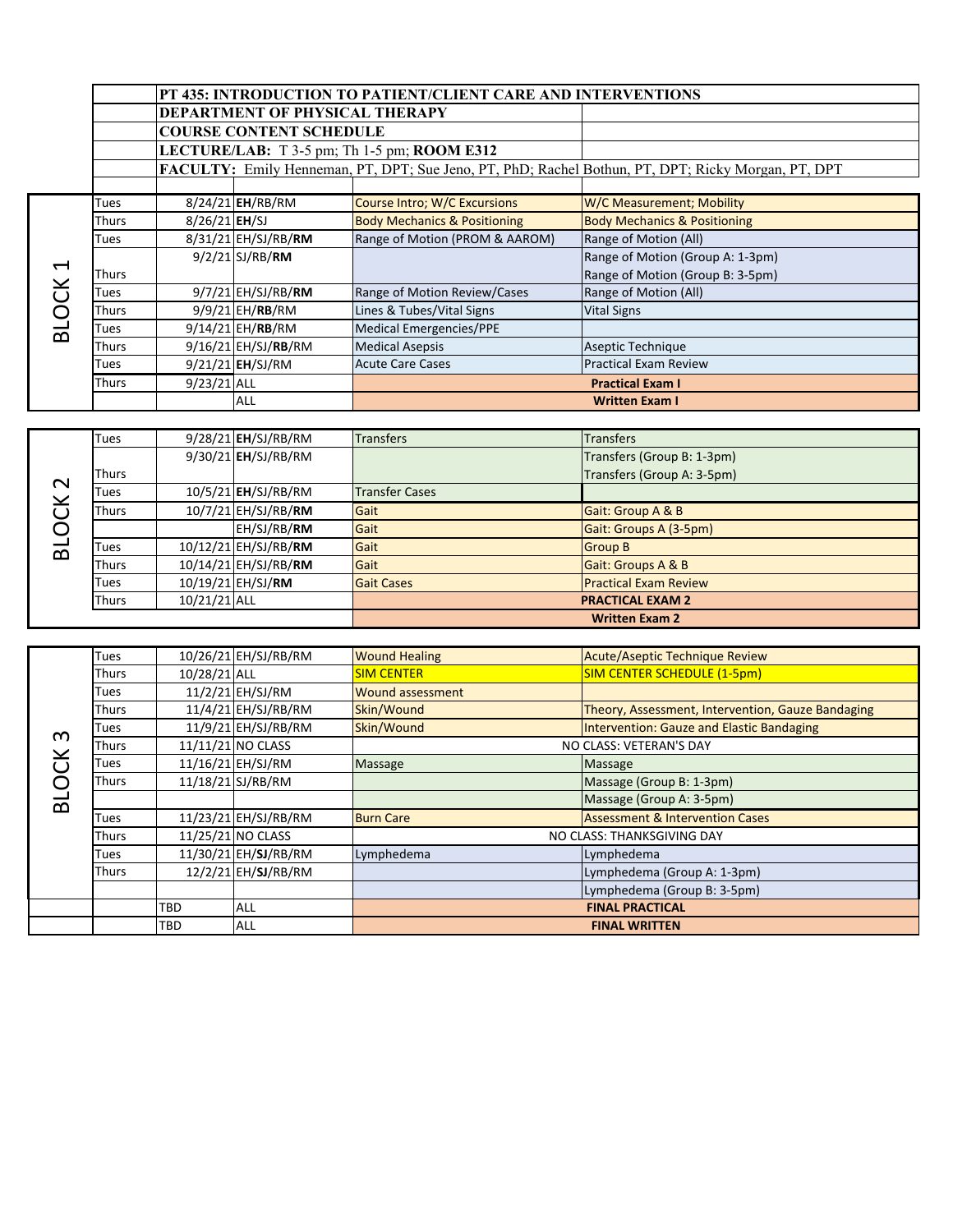| | | | | | |
|---|---|---|---|---|---|
| | | **PT 435: INTRODUCTION TO PATIENT/CLIENT CARE AND INTERVENTIONS** | | | |
| | | **DEPARTMENT OF PHYSICAL THERAPY** | | | |
| | | **COURSE CONTENT SCHEDULE** | | | |
| | | **LECTURE/LAB:** T 3-5 pm; Th 1-5 pm; **ROOM E312** | | | |
| | | **FACULTY:** Emily Henneman, PT, DPT; Sue Jeno, PT, PhD; Rachel Bothun, PT, DPT; Ricky Morgan, PT, DPT | | | |
| BLOCK 1 | Tues | 8/24/21 | **EH**/RB/RM | Course Intro; W/C Excursions | W/C Measurement; Mobility |
| | Thurs | 8/26/21 | **EH**/SJ | Body Mechanics & Positioning | Body Mechanics & Positioning |
| | Tues | 8/31/21 | EH/SJ/RB/**RM** | Range of Motion (PROM & AAROM) | Range of Motion (All) |
| | Thurs | 9/2/21 | SJ/RB/**RM** | | Range of Motion (Group A: 1-3pm)<br>Range of Motion (Group B: 3-5pm) |
| | Tues | 9/7/21 | EH/SJ/RB/**RM** | Range of Motion Review/Cases | Range of Motion (All) |
| | Thurs | 9/9/21 | EH/**RB**/RM | Lines & Tubes/Vital Signs | Vital Signs |
| | Tues | 9/14/21 | EH/**RB**/RM | Medical Emergencies/PPE | |
| | Thurs | 9/16/21 | EH/SJ/**RB**/RM | Medical Asepsis | Aseptic Technique |
| | Tues | 9/21/21 | **EH**/SJ/RM | Acute Care Cases | Practical Exam Review |
| | Thurs | 9/23/21 | ALL | **Practical Exam I** | |
| | | | ALL | **Written Exam I** | |
| BLOCK 2 | Tues | 9/28/21 | **EH**/SJ/RB/RM | Transfers | Transfers |
| | Thurs | 9/30/21 | **EH**/SJ/RB/RM | | Transfers (Group B: 1-3pm)<br>Transfers (Group A: 3-5pm) |
| | Tues | 10/5/21 | **EH**/SJ/RB/RM | Transfer Cases | |
| | Thurs | 10/7/21 | EH/SJ/RB/**RM** | Gait | Gait: Group A & B |
| | | | EH/SJ/RB/**RM** | Gait | Gait: Groups A (3-5pm) |
| | Tues | 10/12/21 | EH/SJ/RB/**RM** | Gait | Group B |
| | Thurs | 10/14/21 | EH/SJ/RB/**RM** | Gait | Gait: Groups A & B |
| | Tues | 10/19/21 | EH/SJ/**RM** | Gait Cases | Practical Exam Review |
| | Thurs | 10/21/21 | ALL | **PRACTICAL EXAM 2** | |
| | | | | **Written Exam 2** | |
| BLOCK 3 | Tues | 10/26/21 | EH/SJ/RB/RM | Wound Healing | Acute/Aseptic Technique Review |
| | Thurs | 10/28/21 | ALL | SIM CENTER | SIM CENTER SCHEDULE (1-5pm) |
| | Tues | 11/2/21 | EH/SJ/RM | Wound assessment | |
| | Thurs | 11/4/21 | EH/SJ/RB/RM | Skin/Wound | Theory, Assessment, Intervention, Gauze Bandaging |
| | Tues | 11/9/21 | EH/SJ/RB/RM | Skin/Wound | Intervention: Gauze and Elastic Bandaging |
| | Thurs | 11/11/21 | NO CLASS | NO CLASS: VETERAN'S DAY | |
| | Tues | 11/16/21 | EH/SJ/RM | Massage | Massage |
| | Thurs | 11/18/21 | SJ/RB/RM | | Massage (Group B: 1-3pm)<br>Massage (Group A: 3-5pm) |
| | Tues | 11/23/21 | EH/SJ/RB/RM | Burn Care | Assessment & Intervention Cases |
| | Thurs | 11/25/21 | NO CLASS | NO CLASS: THANKSGIVING DAY | |
| | Tues | 11/30/21 | EH/**SJ**/RB/RM | Lymphedema | Lymphedema |
| | Thurs | 12/2/21 | EH/**SJ**/RB/RM | | Lymphedema (Group A: 1-3pm)<br>Lymphedema (Group B: 3-5pm) |
| | | TBD | ALL | **FINAL PRACTICAL** | |
| | | TBD | ALL | **FINAL WRITTEN** | |